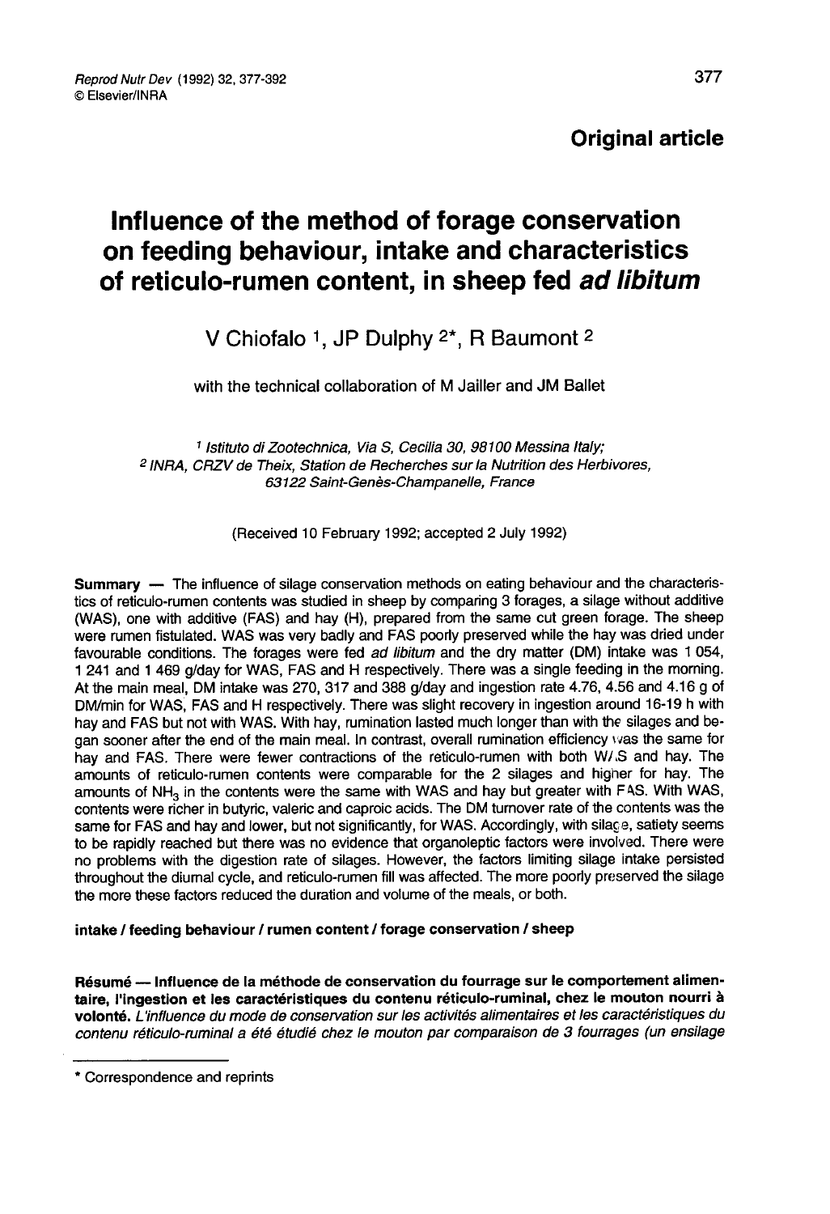**Original article**

# Influence of the method of forage conservation on feeding behaviour, intake and characteristics of reticulo-rumen content, in sheep fed *ad libitum*

V Chiofalo [1], JP Dulphy [2*], R Baumont [2]

with the technical collaboration of M Jailler and JM Ballet

[1] *Istituto di Zootechnica, Via S, Cecilia 30, 98100 Messina Italy;*
[2] *INRA, CRZV de Theix, Station de Recherches sur la Nutrition des Herbivores, 63122 Saint-Genès-Champanelle, France*

(Received 10 February 1992; accepted 2 July 1992)

**Summary** — The influence of silage conservation methods on eating behaviour and the characteristics of reticulo-rumen contents was studied in sheep by comparing 3 forages, a silage without additive (WAS), one with additive (FAS) and hay (H), prepared from the same cut green forage. The sheep were rumen fistulated. WAS was very badly and FAS poorly preserved while the hay was dried under favourable conditions. The forages were fed *ad libitum* and the dry matter (DM) intake was 1 054, 1 241 and 1 469 g/day for WAS, FAS and H respectively. There was a single feeding in the morning. At the main meal, DM intake was 270, 317 and 388 g/day and ingestion rate 4.76, 4.56 and 4.16 g of DM/min for WAS, FAS and H respectively. There was slight recovery in ingestion around 16-19 h with hay and FAS but not with WAS. With hay, rumination lasted much longer than with the silages and began sooner after the end of the main meal. In contrast, overall rumination efficiency was the same for hay and FAS. There were fewer contractions of the reticulo-rumen with both WAS and hay. The amounts of reticulo-rumen contents were comparable for the 2 silages and higher for hay. The amounts of $NH_3$ in the contents were the same with WAS and hay but greater with FAS. With WAS, contents were richer in butyric, valeric and caproic acids. The DM turnover rate of the contents was the same for FAS and hay and lower, but not significantly, for WAS. Accordingly, with silage, satiety seems to be rapidly reached but there was no evidence that organoleptic factors were involved. There were no problems with the digestion rate of silages. However, the factors limiting silage intake persisted throughout the diurnal cycle, and reticulo-rumen fill was affected. The more poorly preserved the silage the more these factors reduced the duration and volume of the meals, or both.

**intake / feeding behaviour / rumen content / forage conservation / sheep**

**Résumé — Influence de la méthode de conservation du fourrage sur le comportement alimentaire, l'ingestion et les caractéristiques du contenu réticulo-ruminal, chez le mouton nourri à volonté.** *L'influence du mode de conservation sur les activités alimentaires et les caractéristiques du contenu réticulo-ruminal a été étudié chez le mouton par comparaison de 3 fourrages (un ensilage*

---

\* Correspondence and reprints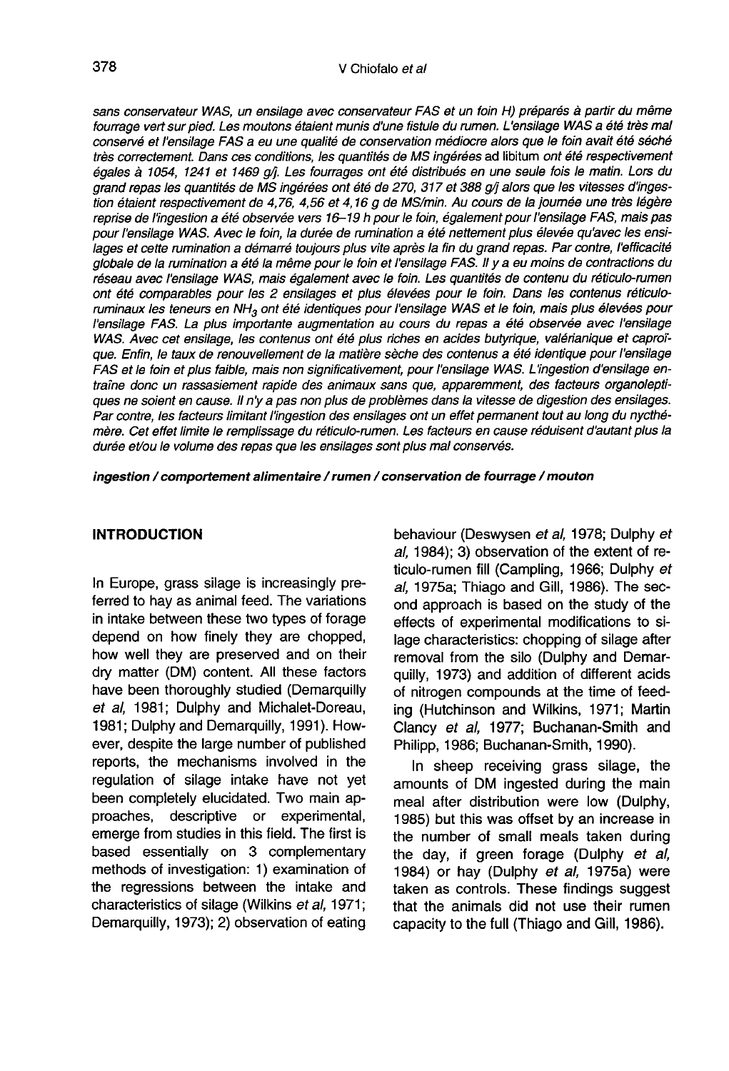*sans conservateur WAS, un ensilage avec conservateur FAS et un foin H) préparés à partir du même fourrage vert sur pied. Les moutons étaient munis d'une fistule du rumen. L'ensilage WAS a été très mal conservé et l'ensilage FAS a eu une qualité de conservation médiocre alors que le foin avait été séché très correctement. Dans ces conditions, les quantités de MS ingérées* ad libitum *ont été respectivement égales à 1054, 1241 et 1469 g/j. Les fourrages ont été distribués en une seule fois le matin. Lors du grand repas les quantités de MS ingérées ont été de 270, 317 et 388 g/j alors que les vitesses d'ingestion étaient respectivement de 4,76, 4,56 et 4,16 g de MS/min. Au cours de la journée une très légère reprise de l'ingestion a été observée vers 16–19 h pour le foin, également pour l'ensilage FAS, mais pas pour l'ensilage WAS. Avec le foin, la durée de rumination a été nettement plus élevée qu'avec les ensilages et cette rumination a démarré toujours plus vite après la fin du grand repas. Par contre, l'efficacité globale de la rumination a été la même pour le foin et l'ensilage FAS. Il y a eu moins de contractions du réseau avec l'ensilage WAS, mais également avec le foin. Les quantités de contenu du réticulo-rumen ont été comparables pour les 2 ensilages et plus élevées pour le foin. Dans les contenus réticulo-ruminaux les teneurs en $NH_3$ ont été identiques pour l'ensilage WAS et le foin, mais plus élevées pour l'ensilage FAS. La plus importante augmentation au cours du repas a été observée avec l'ensilage WAS. Avec cet ensilage, les contenus ont été plus riches en acides butyrique, valérianique et caproïque. Enfin, le taux de renouvellement de la matière sèche des contenus a été identique pour l'ensilage FAS et le foin et plus faible, mais non significativement, pour l'ensilage WAS. L'ingestion d'ensilage entraîne donc un rassasiement rapide des animaux sans que, apparemment, des facteurs organoleptiques ne soient en cause. Il n'y a pas non plus de problèmes dans la vitesse de digestion des ensilages. Par contre, les facteurs limitant l'ingestion des ensilages ont un effet permanent tout au long du nycthémère. Cet effet limite le remplissage du réticulo-rumen. Les facteurs en cause réduisent d'autant plus la durée et/ou le volume des repas que les ensilages sont plus mal conservés.*

***ingestion / comportement alimentaire / rumen / conservation de fourrage / mouton***

## INTRODUCTION

In Europe, grass silage is increasingly preferred to hay as animal feed. The variations in intake between these two types of forage depend on how finely they are chopped, how well they are preserved and on their dry matter (DM) content. All these factors have been thoroughly studied (Demarquilly *et al*, 1981; Dulphy and Michalet-Doreau, 1981; Dulphy and Demarquilly, 1991). However, despite the large number of published reports, the mechanisms involved in the regulation of silage intake have not yet been completely elucidated. Two main approaches, descriptive or experimental, emerge from studies in this field. The first is based essentially on 3 complementary methods of investigation: 1) examination of the regressions between the intake and characteristics of silage (Wilkins *et al*, 1971; Demarquilly, 1973); 2) observation of eating behaviour (Deswysen *et al*, 1978; Dulphy *et al*, 1984); 3) observation of the extent of reticulo-rumen fill (Campling, 1966; Dulphy *et al*, 1975a; Thiago and Gill, 1986). The second approach is based on the study of the effects of experimental modifications to silage characteristics: chopping of silage after removal from the silo (Dulphy and Demarquilly, 1973) and addition of different acids of nitrogen compounds at the time of feeding (Hutchinson and Wilkins, 1971; Martin Clancy *et al*, 1977; Buchanan-Smith and Philipp, 1986; Buchanan-Smith, 1990).

In sheep receiving grass silage, the amounts of DM ingested during the main meal after distribution were low (Dulphy, 1985) but this was offset by an increase in the number of small meals taken during the day, if green forage (Dulphy *et al*, 1984) or hay (Dulphy *et al*, 1975a) were taken as controls. These findings suggest that the animals did not use their rumen capacity to the full (Thiago and Gill, 1986).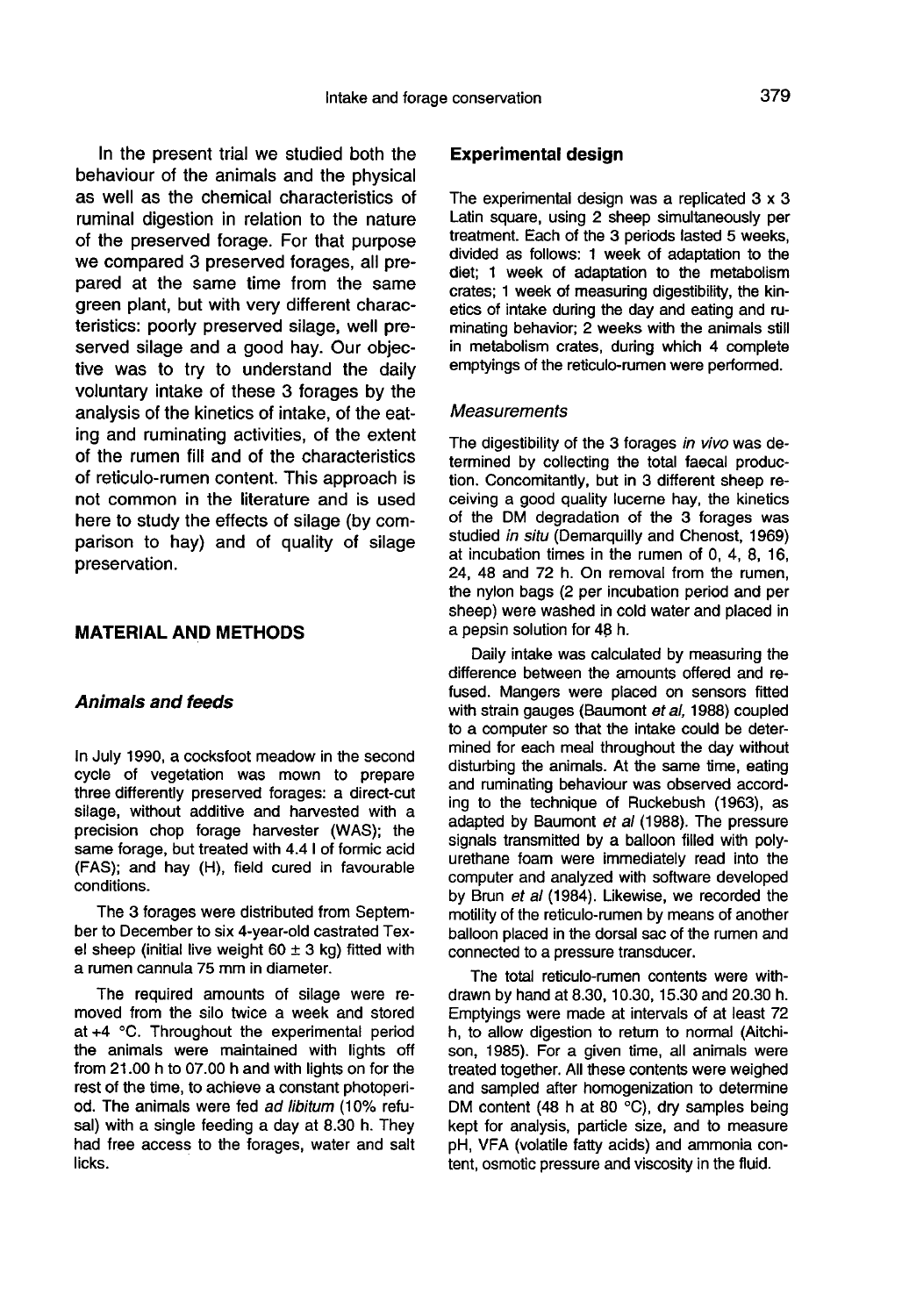In the present trial we studied both the behaviour of the animals and the physical as well as the chemical characteristics of ruminal digestion in relation to the nature of the preserved forage. For that purpose we compared 3 preserved forages, all prepared at the same time from the same green plant, but with very different characteristics: poorly preserved silage, well preserved silage and a good hay. Our objective was to try to understand the daily voluntary intake of these 3 forages by the analysis of the kinetics of intake, of the eating and ruminating activities, of the extent of the rumen fill and of the characteristics of reticulo-rumen content. This approach is not common in the literature and is used here to study the effects of silage (by comparison to hay) and of quality of silage preservation.

## MATERIAL AND METHODS

### *Animals and feeds*

In July 1990, a cocksfoot meadow in the second cycle of vegetation was mown to prepare three differently preserved forages: a direct-cut silage, without additive and harvested with a precision chop forage harvester (WAS); the same forage, but treated with 4.4 l of formic acid (FAS); and hay (H), field cured in favourable conditions.

The 3 forages were distributed from September to December to six 4-year-old castrated Texel sheep (initial live weight 60 ± 3 kg) fitted with a rumen cannula 75 mm in diameter.

The required amounts of silage were removed from the silo twice a week and stored at +4 °C. Throughout the experimental period the animals were maintained with lights off from 21.00 h to 07.00 h and with lights on for the rest of the time, to achieve a constant photoperiod. The animals were fed *ad libitum* (10% refusal) with a single feeding a day at 8.30 h. They had free access to the forages, water and salt licks.

### Experimental design

The experimental design was a replicated 3 x 3 Latin square, using 2 sheep simultaneously per treatment. Each of the 3 periods lasted 5 weeks, divided as follows: 1 week of adaptation to the diet; 1 week of adaptation to the metabolism crates; 1 week of measuring digestibility, the kinetics of intake during the day and eating and ruminating behavior; 2 weeks with the animals still in metabolism crates, during which 4 complete emptyings of the reticulo-rumen were performed.

#### *Measurements*

The digestibility of the 3 forages *in vivo* was determined by collecting the total faecal production. Concomitantly, but in 3 different sheep receiving a good quality lucerne hay, the kinetics of the DM degradation of the 3 forages was studied *in situ* (Demarquilly and Chenost, 1969) at incubation times in the rumen of 0, 4, 8, 16, 24, 48 and 72 h. On removal from the rumen, the nylon bags (2 per incubation period and per sheep) were washed in cold water and placed in a pepsin solution for 48 h.

Daily intake was calculated by measuring the difference between the amounts offered and refused. Mangers were placed on sensors fitted with strain gauges (Baumont *et al*, 1988) coupled to a computer so that the intake could be determined for each meal throughout the day without disturbing the animals. At the same time, eating and ruminating behaviour was observed according to the technique of Ruckebush (1963), as adapted by Baumont *et al* (1988). The pressure signals transmitted by a balloon filled with polyurethane foam were immediately read into the computer and analyzed with software developed by Brun *et al* (1984). Likewise, we recorded the motility of the reticulo-rumen by means of another balloon placed in the dorsal sac of the rumen and connected to a pressure transducer.

The total reticulo-rumen contents were withdrawn by hand at 8.30, 10.30, 15.30 and 20.30 h. Emptyings were made at intervals of at least 72 h, to allow digestion to return to normal (Aitchison, 1985). For a given time, all animals were treated together. All these contents were weighed and sampled after homogenization to determine DM content (48 h at 80 °C), dry samples being kept for analysis, particle size, and to measure pH, VFA (volatile fatty acids) and ammonia content, osmotic pressure and viscosity in the fluid.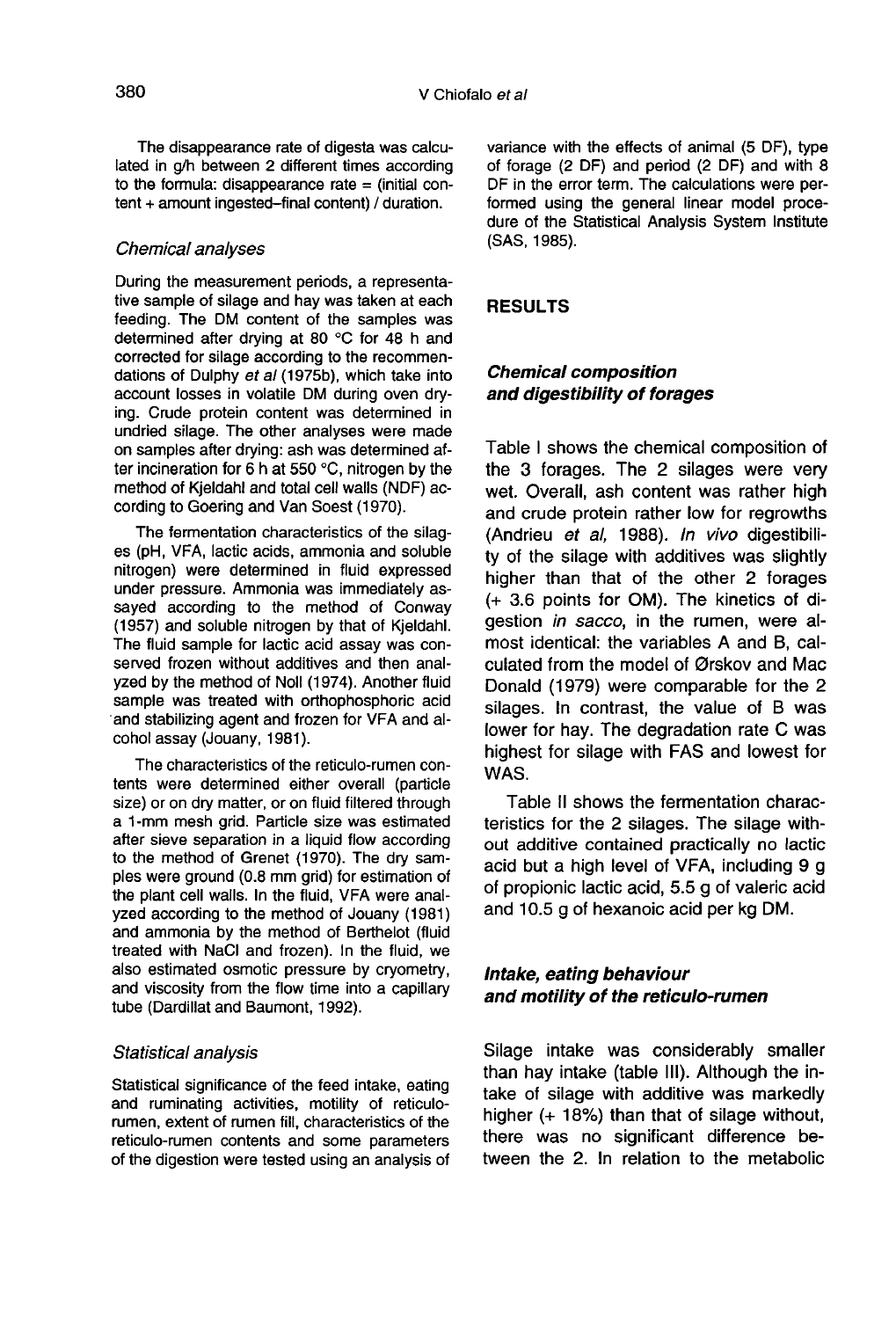The disappearance rate of digesta was calculated in g/h between 2 different times according to the formula: disappearance rate = (initial content + amount ingested–final content) / duration.

### *Chemical analyses*

During the measurement periods, a representative sample of silage and hay was taken at each feeding. The DM content of the samples was determined after drying at 80 °C for 48 h and corrected for silage according to the recommendations of Dulphy *et al* (1975b), which take into account losses in volatile DM during oven drying. Crude protein content was determined in undried silage. The other analyses were made on samples after drying: ash was determined after incineration for 6 h at 550 °C, nitrogen by the method of Kjeldahl and total cell walls (NDF) according to Goering and Van Soest (1970).

The fermentation characteristics of the silages (pH, VFA, lactic acids, ammonia and soluble nitrogen) were determined in fluid expressed under pressure. Ammonia was immediately assayed according to the method of Conway (1957) and soluble nitrogen by that of Kjeldahl. The fluid sample for lactic acid assay was conserved frozen without additives and then analyzed by the method of Noll (1974). Another fluid sample was treated with orthophosphoric acid and stabilizing agent and frozen for VFA and alcohol assay (Jouany, 1981).

The characteristics of the reticulo-rumen contents were determined either overall (particle size) or on dry matter, or on fluid filtered through a 1-mm mesh grid. Particle size was estimated after sieve separation in a liquid flow according to the method of Grenet (1970). The dry samples were ground (0.8 mm grid) for estimation of the plant cell walls. In the fluid, VFA were analyzed according to the method of Jouany (1981) and ammonia by the method of Berthelot (fluid treated with NaCl and frozen). In the fluid, we also estimated osmotic pressure by cryometry, and viscosity from the flow time into a capillary tube (Dardillat and Baumont, 1992).

### *Statistical analysis*

Statistical significance of the feed intake, eating and ruminating activities, motility of reticulo-rumen, extent of rumen fill, characteristics of the reticulo-rumen contents and some parameters of the digestion were tested using an analysis of variance with the effects of animal (5 DF), type of forage (2 DF) and period (2 DF) and with 8 DF in the error term. The calculations were performed using the general linear model procedure of the Statistical Analysis System Institute (SAS, 1985).

## RESULTS

### Chemical composition and digestibility of forages

Table I shows the chemical composition of the 3 forages. The 2 silages were very wet. Overall, ash content was rather high and crude protein rather low for regrowths (Andrieu *et al*, 1988). *In vivo* digestibility of the silage with additives was slightly higher than that of the other 2 forages (+ 3.6 points for OM). The kinetics of digestion *in sacco*, in the rumen, were almost identical: the variables A and B, calculated from the model of Ørskov and Mac Donald (1979) were comparable for the 2 silages. In contrast, the value of B was lower for hay. The degradation rate C was highest for silage with FAS and lowest for WAS.

Table II shows the fermentation characteristics for the 2 silages. The silage without additive contained practically no lactic acid but a high level of VFA, including 9 g of propionic lactic acid, 5.5 g of valeric acid and 10.5 g of hexanoic acid per kg DM.

### Intake, eating behaviour and motility of the reticulo-rumen

Silage intake was considerably smaller than hay intake (table III). Although the intake of silage with additive was markedly higher (+ 18%) than that of silage without, there was no significant difference between the 2. In relation to the metabolic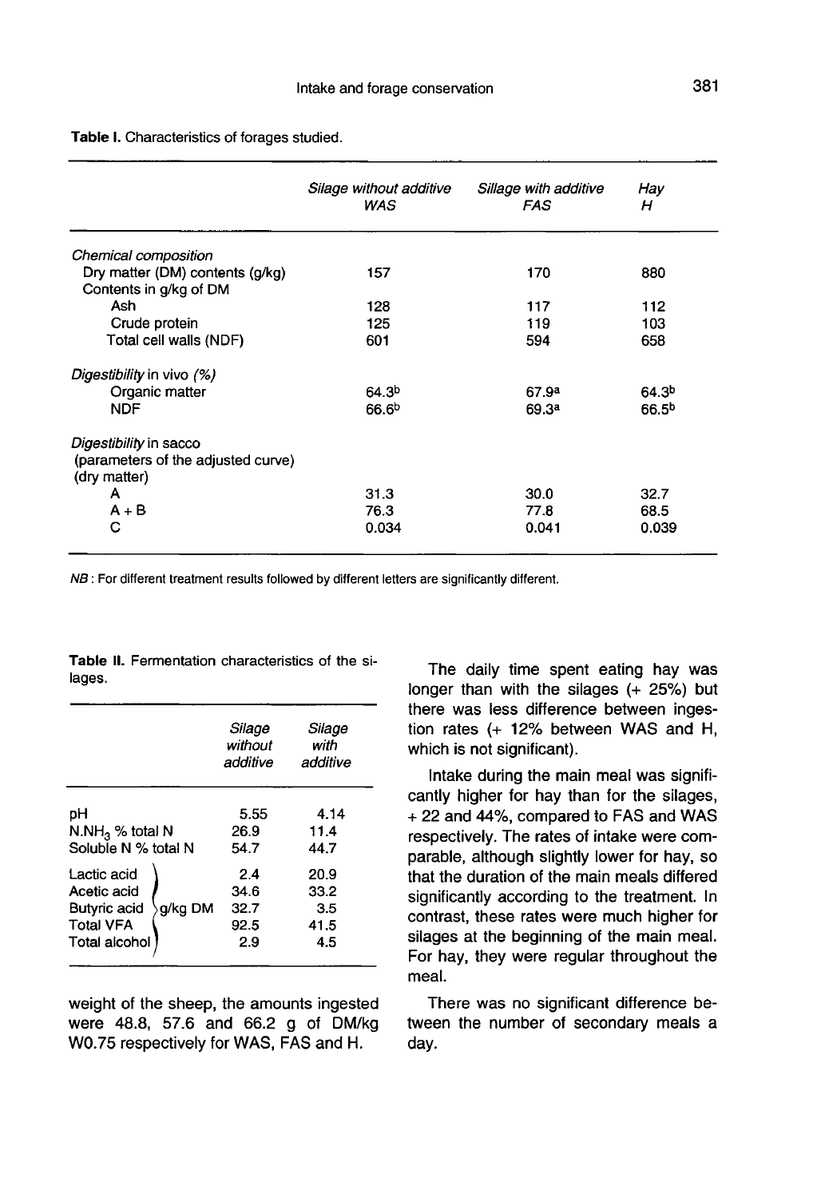**Table I.** Characteristics of forages studied.

| | *Silage without additive* *WAS* | *Sillage with additive* *FAS* | *Hay* *H* |
|---|---|---|---|
| *Chemical composition* | | | |
| Dry matter (DM) contents (g/kg) | 157 | 170 | 880 |
| Contents in g/kg of DM | | | |
| Ash | 128 | 117 | 112 |
| Crude protein | 125 | 119 | 103 |
| Total cell walls (NDF) | 601 | 594 | 658 |
| *Digestibility* in vivo *(%)* | | | |
| Organic matter | 64.3[b] | 67.9[a] | 64.3[b] |
| NDF | 66.6[b] | 69.3[a] | 66.5[b] |
| *Digestibility* in sacco (parameters of the adjusted curve) (dry matter) | | | |
| A | 31.3 | 30.0 | 32.7 |
| A + B | 76.3 | 77.8 | 68.5 |
| C | 0.034 | 0.041 | 0.039 |

*NB* : For different treatment results followed by different letters are significantly different.

**Table II.** Fermentation characteristics of the silages.

| | *Silage without additive* | *Silage with additive* |
|---|---|---|
| pH | 5.55 | 4.14 |
| $N.NH_3$ % total N | 26.9 | 11.4 |
| Soluble N % total N | 54.7 | 44.7 |
| Lactic acid (g/kg DM) | 2.4 | 20.9 |
| Acetic acid (g/kg DM) | 34.6 | 33.2 |
| Butyric acid (g/kg DM) | 32.7 | 3.5 |
| Total VFA (g/kg DM) | 92.5 | 41.5 |
| Total alcohol (g/kg DM) | 2.9 | 4.5 |

weight of the sheep, the amounts ingested were 48.8, 57.6 and 66.2 g of DM/kg $W0.75$ respectively for WAS, FAS and H.

The daily time spent eating hay was longer than with the silages (+ 25%) but there was less difference between ingestion rates (+ 12% between WAS and H, which is not significant).

Intake during the main meal was significantly higher for hay than for the silages, + 22 and 44%, compared to FAS and WAS respectively. The rates of intake were comparable, although slightly lower for hay, so that the duration of the main meals differed significantly according to the treatment. In contrast, these rates were much higher for silages at the beginning of the main meal. For hay, they were regular throughout the meal.

There was no significant difference between the number of secondary meals a day.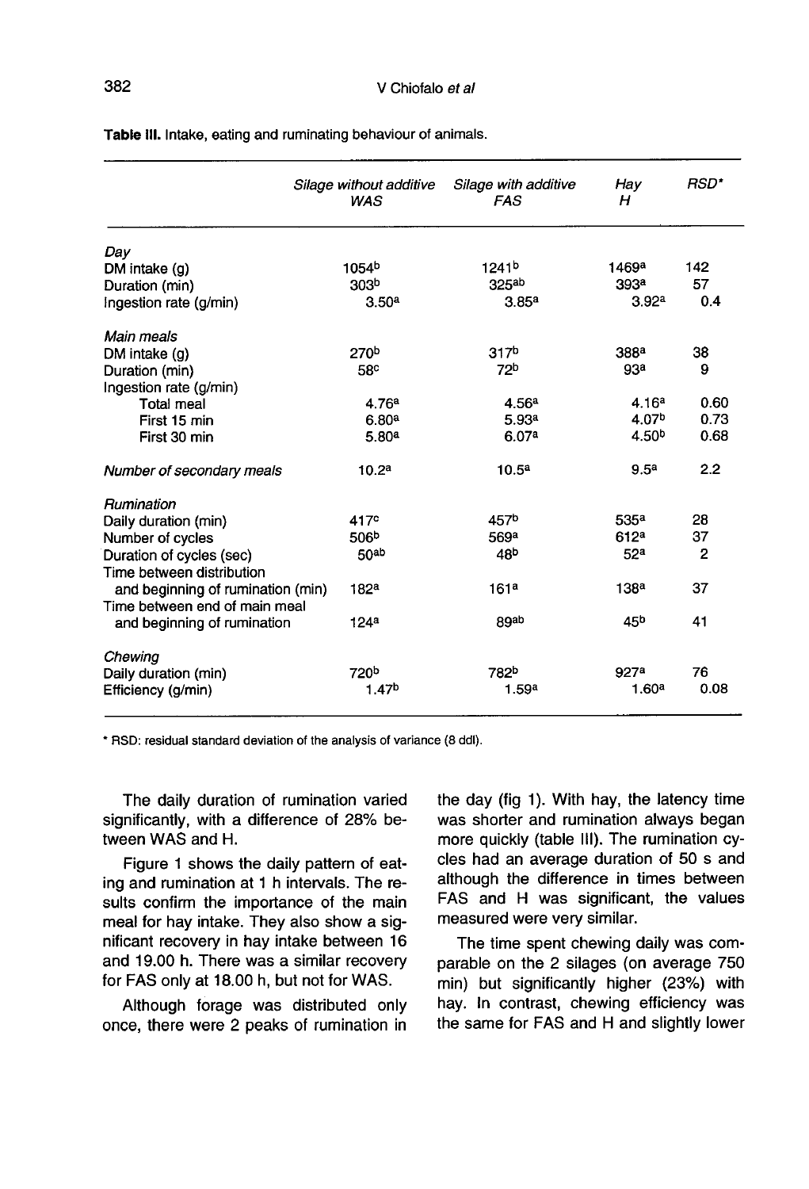**Table III.** Intake, eating and ruminating behaviour of animals.

| | *Silage without additive* *WAS* | *Silage with additive* *FAS* | *Hay* *H* | *RSD** |
|---|---|---|---|---|
| *Day* | | | | |
| DM intake (g) | 1054[b] | 1241[b] | 1469[a] | 142 |
| Duration (min) | 303[b] | 325[ab] | 393[a] | 57 |
| Ingestion rate (g/min) | 3.50[a] | 3.85[a] | 3.92[a] | 0.4 |
| *Main meals* | | | | |
| DM intake (g) | 270[b] | 317[b] | 388[a] | 38 |
| Duration (min) | 58[c] | 72[b] | 93[a] | 9 |
| Ingestion rate (g/min) | | | | |
| Total meal | 4.76[a] | 4.56[a] | 4.16[a] | 0.60 |
| First 15 min | 6.80[a] | 5.93[a] | 4.07[b] | 0.73 |
| First 30 min | 5.80[a] | 6.07[a] | 4.50[b] | 0.68 |
| *Number of secondary meals* | 10.2[a] | 10.5[a] | 9.5[a] | 2.2 |
| *Rumination* | | | | |
| Daily duration (min) | 417[c] | 457[b] | 535[a] | 28 |
| Number of cycles | 506[b] | 569[a] | 612[a] | 37 |
| Duration of cycles (sec) | 50[ab] | 48[b] | 52[a] | 2 |
| Time between distribution and beginning of rumination (min) | 182[a] | 161[a] | 138[a] | 37 |
| Time between end of main meal and beginning of rumination | 124[a] | 89[ab] | 45[b] | 41 |
| *Chewing* | | | | |
| Daily duration (min) | 720[b] | 782[b] | 927[a] | 76 |
| Efficiency (g/min) | 1.47[b] | 1.59[a] | 1.60[a] | 0.08 |

* RSD: residual standard deviation of the analysis of variance (8 ddl).

The daily duration of rumination varied significantly, with a difference of 28% between WAS and H.

Figure 1 shows the daily pattern of eating and rumination at 1 h intervals. The results confirm the importance of the main meal for hay intake. They also show a significant recovery in hay intake between 16 and 19.00 h. There was a similar recovery for FAS only at 18.00 h, but not for WAS.

Although forage was distributed only once, there were 2 peaks of rumination in the day (fig 1). With hay, the latency time was shorter and rumination always began more quickly (table III). The rumination cycles had an average duration of 50 s and although the difference in times between FAS and H was significant, the values measured were very similar.

The time spent chewing daily was comparable on the 2 silages (on average 750 min) but significantly higher (23%) with hay. In contrast, chewing efficiency was the same for FAS and H and slightly lower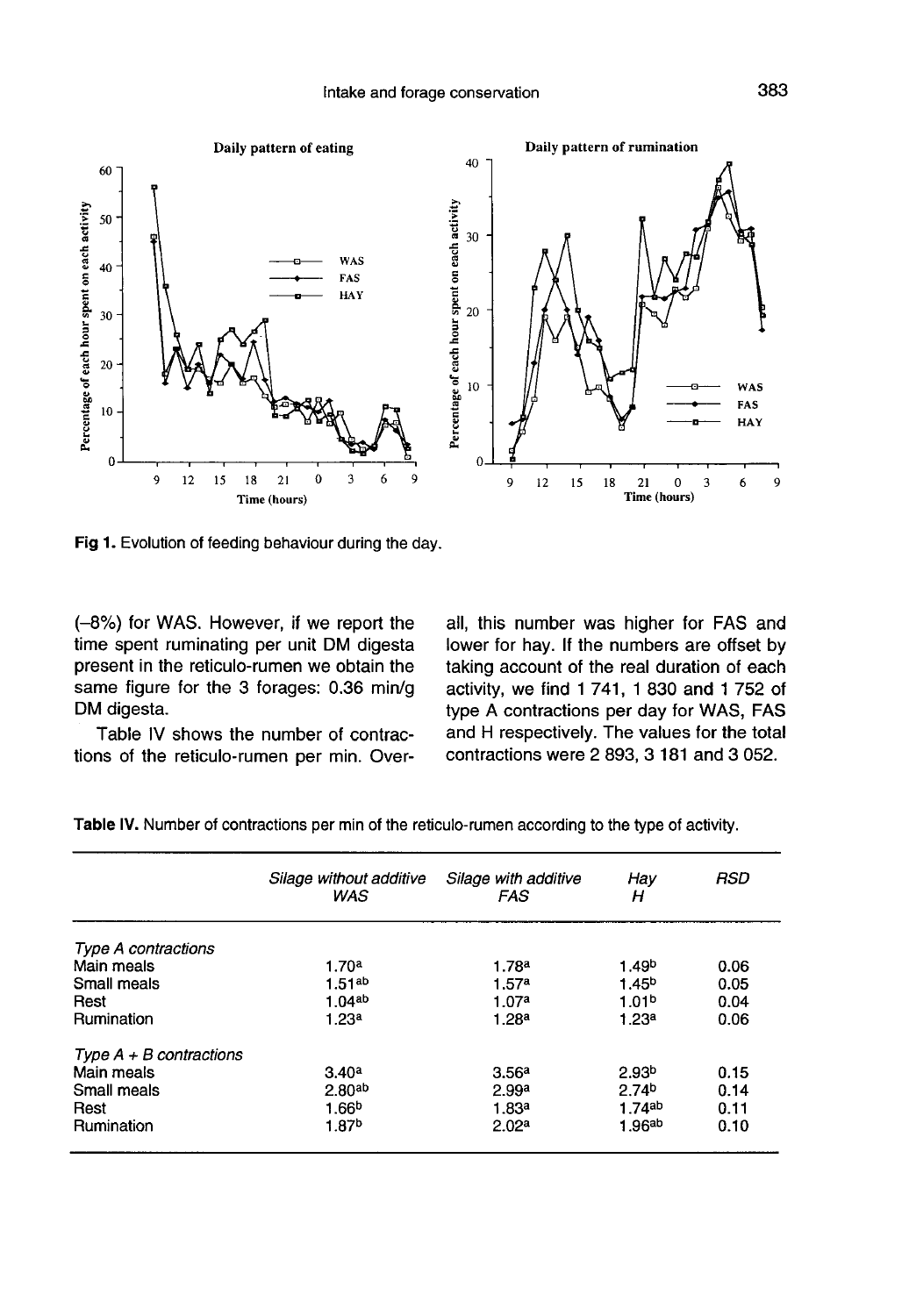Fig 1. Evolution of feeding behaviour during the day.

(–8%) for WAS. However, if we report the time spent ruminating per unit DM digesta present in the reticulo-rumen we obtain the same figure for the 3 forages: 0.36 min/g DM digesta.

Table IV shows the number of contractions of the reticulo-rumen per min. Overall, this number was higher for FAS and lower for hay. If the numbers are offset by taking account of the real duration of each activity, we find 1 741, 1 830 and 1 752 of type A contractions per day for WAS, FAS and H respectively. The values for the total contractions were 2 893, 3 181 and 3 052.

**Table IV.** Number of contractions per min of the reticulo-rumen according to the type of activity.

| | *Silage without additive WAS* | *Silage with additive FAS* | *Hay H* | *RSD* |
|---|---|---|---|---|
| *Type A contractions* | | | | |
| Main meals | $1.70^{a}$ | $1.78^{a}$ | $1.49^{b}$ | 0.06 |
| Small meals | $1.51^{ab}$ | $1.57^{a}$ | $1.45^{b}$ | 0.05 |
| Rest | $1.04^{ab}$ | $1.07^{a}$ | $1.01^{b}$ | 0.04 |
| Rumination | $1.23^{a}$ | $1.28^{a}$ | $1.23^{a}$ | 0.06 |
| *Type A + B contractions* | | | | |
| Main meals | $3.40^{a}$ | $3.56^{a}$ | $2.93^{b}$ | 0.15 |
| Small meals | $2.80^{ab}$ | $2.99^{a}$ | $2.74^{b}$ | 0.14 |
| Rest | $1.66^{b}$ | $1.83^{a}$ | $1.74^{ab}$ | 0.11 |
| Rumination | $1.87^{b}$ | $2.02^{a}$ | $1.96^{ab}$ | 0.10 |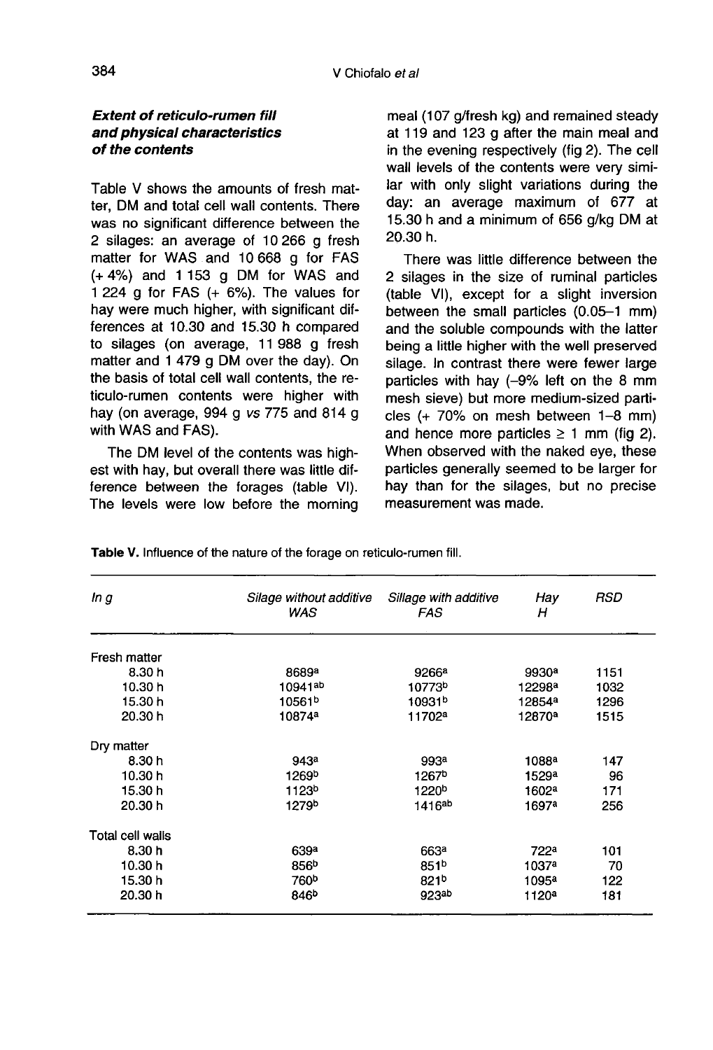### *Extent of reticulo-rumen fill and physical characteristics of the contents*

Table V shows the amounts of fresh matter, DM and total cell wall contents. There was no significant difference between the 2 silages: an average of 10 266 g fresh matter for WAS and 10 668 g for FAS (+ 4%) and 1 153 g DM for WAS and 1 224 g for FAS (+ 6%). The values for hay were much higher, with significant differences at 10.30 and 15.30 h compared to silages (on average, 11 988 g fresh matter and 1 479 g DM over the day). On the basis of total cell wall contents, the reticulo-rumen contents were higher with hay (on average, 994 g *vs* 775 and 814 g with WAS and FAS).

The DM level of the contents was highest with hay, but overall there was little difference between the forages (table VI). The levels were low before the morning meal (107 g/fresh kg) and remained steady at 119 and 123 g after the main meal and in the evening respectively (fig 2). The cell wall levels of the contents were very similar with only slight variations during the day: an average maximum of 677 at 15.30 h and a minimum of 656 g/kg DM at 20.30 h.

There was little difference between the 2 silages in the size of ruminal particles (table VI), except for a slight inversion between the small particles (0.05–1 mm) and the soluble compounds with the latter being a little higher with the well preserved silage. In contrast there were fewer large particles with hay (–9% left on the 8 mm mesh sieve) but more medium-sized particles (+ 70% on mesh between 1–8 mm) and hence more particles ≥ 1 mm (fig 2). When observed with the naked eye, these particles generally seemed to be larger for hay than for the silages, but no precise measurement was made.

**Table V.** Influence of the nature of the forage on reticulo-rumen fill.

| *In g* | *Sillage without additive WAS* | *Sillage with additive FAS* | *Hay H* | *RSD* |
|---|---|---|---|---|
| Fresh matter | | | | |
| 8.30 h | 8689[a] | 9266[a] | 9930[a] | 1151 |
| 10.30 h | 10941[ab] | 10773[b] | 12298[a] | 1032 |
| 15.30 h | 10561[b] | 10931[b] | 12854[a] | 1296 |
| 20.30 h | 10874[a] | 11702[a] | 12870[a] | 1515 |
| Dry matter | | | | |
| 8.30 h | 943[a] | 993[a] | 1088[a] | 147 |
| 10.30 h | 1269[b] | 1267[b] | 1529[a] | 96 |
| 15.30 h | 1123[b] | 1220[b] | 1602[a] | 171 |
| 20.30 h | 1279[b] | 1416[ab] | 1697[a] | 256 |
| Total cell walls | | | | |
| 8.30 h | 639[a] | 663[a] | 722[a] | 101 |
| 10.30 h | 856[b] | 851[b] | 1037[a] | 70 |
| 15.30 h | 760[b] | 821[b] | 1095[a] | 122 |
| 20.30 h | 846[b] | 923[ab] | 1120[a] | 181 |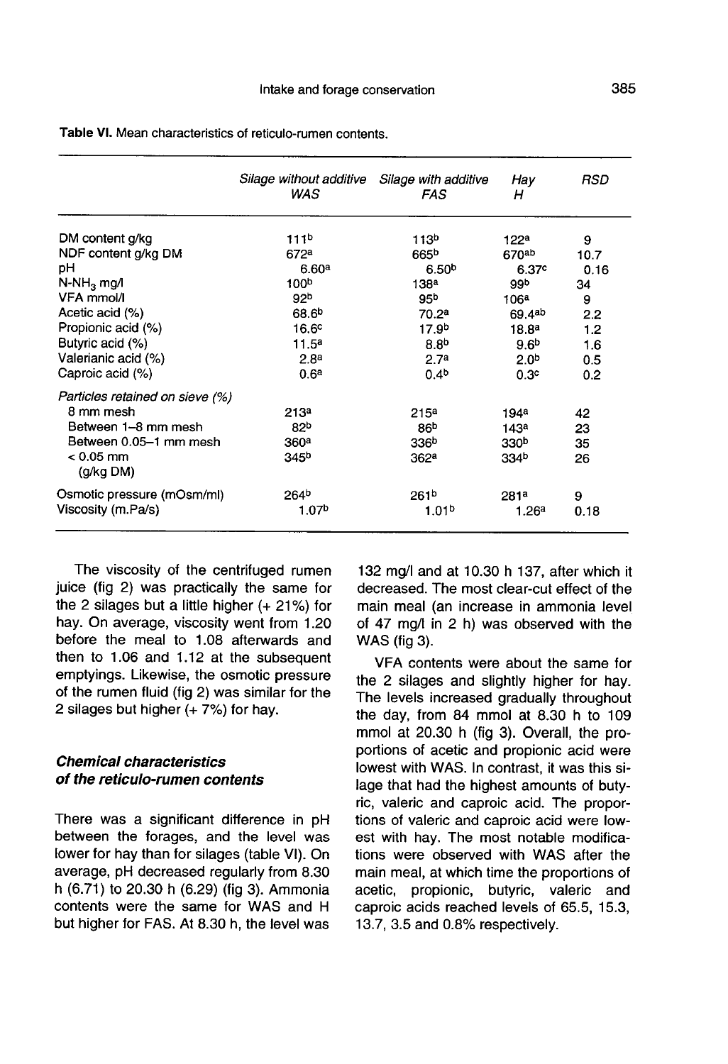**Table VI.** Mean characteristics of reticulo-rumen contents.

| | *Silage without additive WAS* | *Silage with additive FAS* | *Hay H* | *RSD* |
|---|---|---|---|---|
| DM content g/kg | 111[b] | 113[b] | 122[a] | 9 |
| NDF content g/kg DM | 672[a] | 665[b] | 670[ab] | 10.7 |
| pH | 6.60[a] | 6.50[b] | 6.37[c] | 0.16 |
| $N\text{-}NH_3$ mg/l | 100[b] | 138[a] | 99[b] | 34 |
| VFA mmol/l | 92[b] | 95[b] | 106[a] | 9 |
| Acetic acid (%) | 68.6[b] | 70.2[a] | 69.4[ab] | 2.2 |
| Propionic acid (%) | 16.6[c] | 17.9[b] | 18.8[a] | 1.2 |
| Butyric acid (%) | 11.5[a] | 8.8[b] | 9.6[b] | 1.6 |
| Valerianic acid (%) | 2.8[a] | 2.7[a] | 2.0[b] | 0.5 |
| Caproic acid (%) | 0.6[a] | 0.4[b] | 0.3[c] | 0.2 |
| *Particles retained on sieve (%)* | | | | |
| 8 mm mesh | 213[a] | 215[a] | 194[a] | 42 |
| Between 1–8 mm mesh | 82[b] | 86[b] | 143[a] | 23 |
| Between 0.05–1 mm mesh | 360[a] | 336[b] | 330[b] | 35 |
| < 0.05 mm (g/kg DM) | 345[b] | 362[a] | 334[b] | 26 |
| Osmotic pressure (mOsm/ml) | 264[b] | 261[b] | 281[a] | 9 |
| Viscosity (m.Pa/s) | 1.07[b] | 1.01[b] | 1.26[a] | 0.18 |

The viscosity of the centrifuged rumen juice (fig 2) was practically the same for the 2 silages but a little higher (+ 21%) for hay. On average, viscosity went from 1.20 before the meal to 1.08 afterwards and then to 1.06 and 1.12 at the subsequent emptyings. Likewise, the osmotic pressure of the rumen fluid (fig 2) was similar for the 2 silages but higher (+ 7%) for hay.

### *Chemical characteristics of the reticulo-rumen contents*

There was a significant difference in pH between the forages, and the level was lower for hay than for silages (table VI). On average, pH decreased regularly from 8.30 h (6.71) to 20.30 h (6.29) (fig 3). Ammonia contents were the same for WAS and H but higher for FAS. At 8.30 h, the level was 132 mg/l and at 10.30 h 137, after which it decreased. The most clear-cut effect of the main meal (an increase in ammonia level of 47 mg/l in 2 h) was observed with the WAS (fig 3).

VFA contents were about the same for the 2 silages and slightly higher for hay. The levels increased gradually throughout the day, from 84 mmol at 8.30 h to 109 mmol at 20.30 h (fig 3). Overall, the proportions of acetic and propionic acid were lowest with WAS. In contrast, it was this silage that had the highest amounts of butyric, valeric and caproic acid. The proportions of valeric and caproic acid were lowest with hay. The most notable modifications were observed with WAS after the main meal, at which time the proportions of acetic, propionic, butyric, valeric and caproic acids reached levels of 65.5, 15.3, 13.7, 3.5 and 0.8% respectively.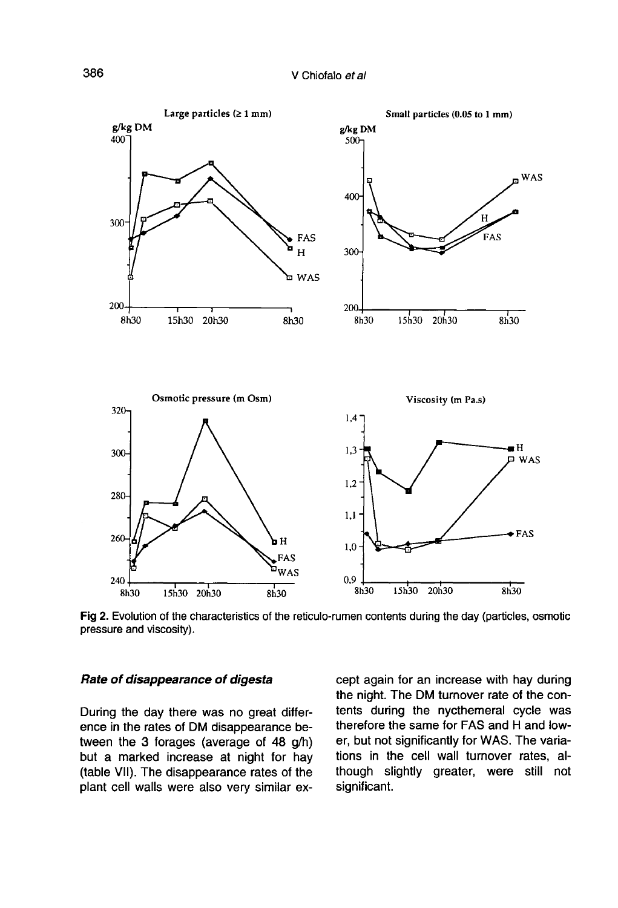Fig 2. Evolution of the characteristics of the reticulo-rumen contents during the day (particles, osmotic pressure and viscosity).

### *Rate of disappearance of digesta*

During the day there was no great difference in the rates of DM disappearance between the 3 forages (average of 48 g/h) but a marked increase at night for hay (table VII). The disappearance rates of the plant cell walls were also very similar except again for an increase with hay during the night. The DM turnover rate of the contents during the nycthemeral cycle was therefore the same for FAS and H and lower, but not significantly for WAS. The variations in the cell wall turnover rates, although slightly greater, were still not significant.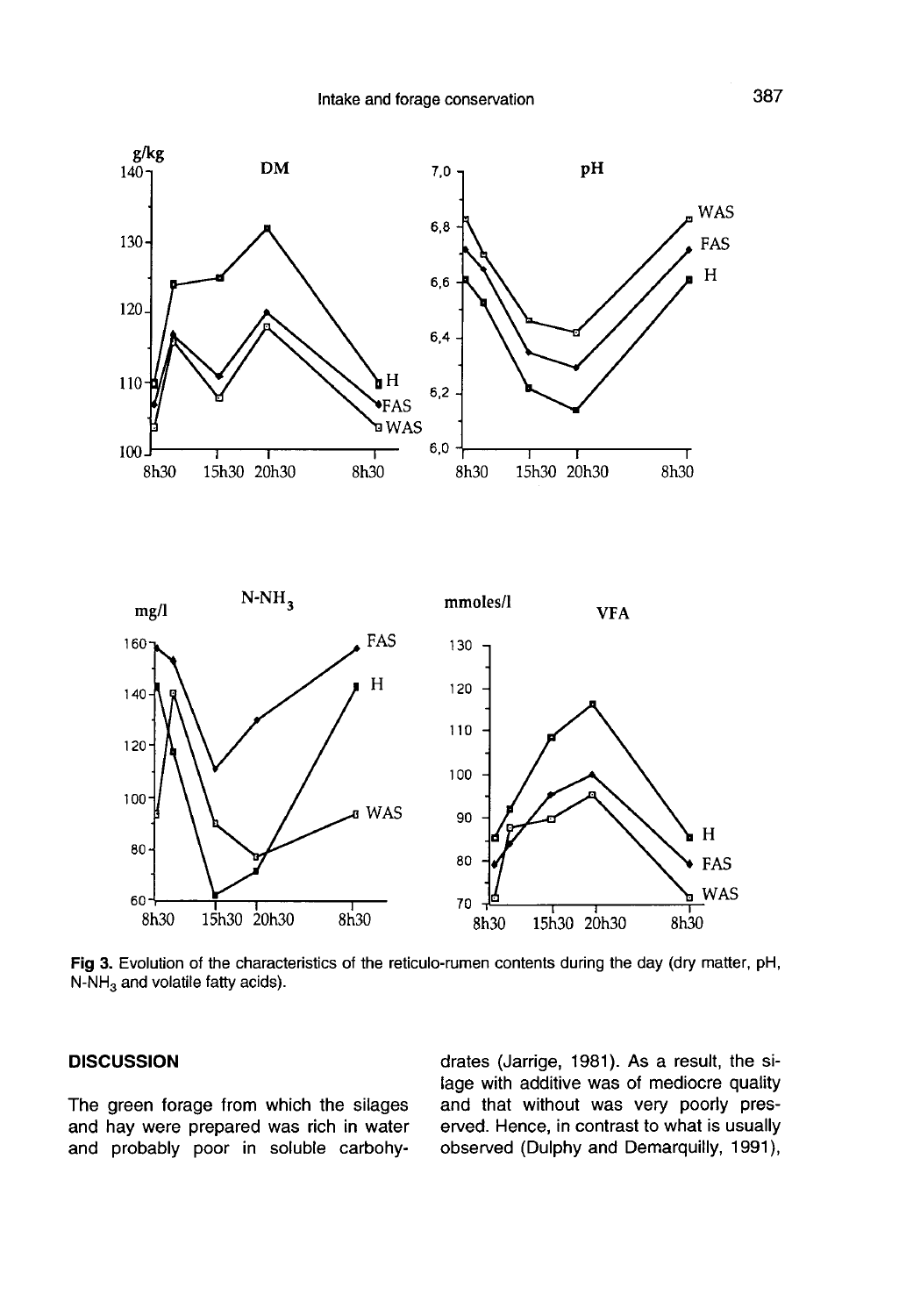Fig 3. Evolution of the characteristics of the reticulo-rumen contents during the day (dry matter, pH, $N\text{-}NH_3$ and volatile fatty acids).

## DISCUSSION

The green forage from which the silages and hay were prepared was rich in water and probably poor in soluble carbohydrates (Jarrige, 1981). As a result, the silage with additive was of mediocre quality and that without was very poorly preserved. Hence, in contrast to what is usually observed (Dulphy and Demarquilly, 1991),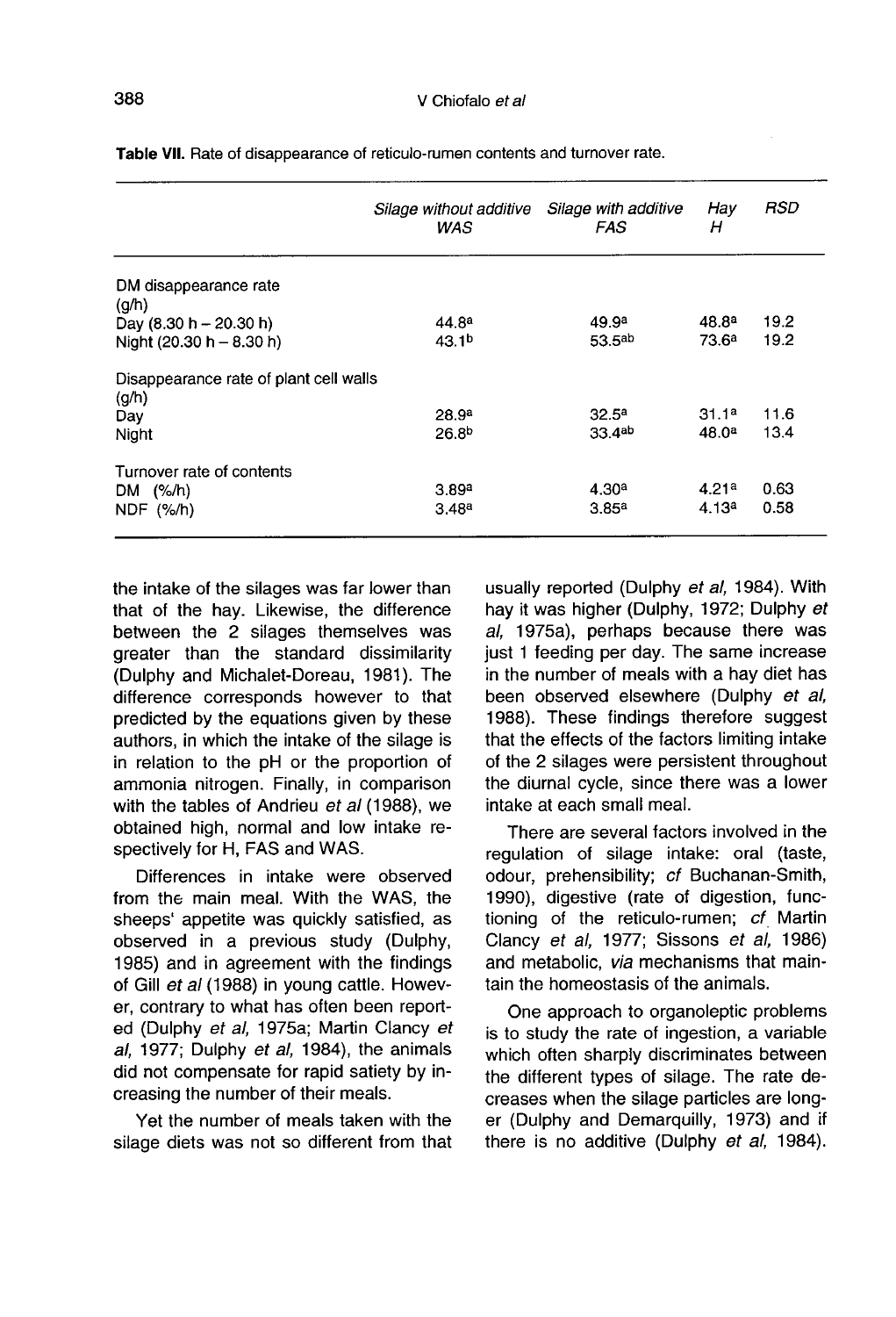**Table VII.** Rate of disappearance of reticulo-rumen contents and turnover rate.

| | *Silage without additive WAS* | *Silage with additive FAS* | *Hay H* | *RSD* |
|---|---|---|---|---|
| DM disappearance rate (g/h) | | | | |
| Day (8.30 h – 20.30 h) | 44.8[a] | 49.9[a] | 48.8[a] | 19.2 |
| Night (20.30 h – 8.30 h) | 43.1[b] | 53.5[ab] | 73.6[a] | 19.2 |
| Disappearance rate of plant cell walls (g/h) | | | | |
| Day | 28.9[a] | 32.5[a] | 31.1[a] | 11.6 |
| Night | 26.8[b] | 33.4[ab] | 48.0[a] | 13.4 |
| Turnover rate of contents | | | | |
| DM (%/h) | 3.89[a] | 4.30[a] | 4.21[a] | 0.63 |
| NDF (%/h) | 3.48[a] | 3.85[a] | 4.13[a] | 0.58 |

the intake of the silages was far lower than that of the hay. Likewise, the difference between the 2 silages themselves was greater than the standard dissimilarity (Dulphy and Michalet-Doreau, 1981). The difference corresponds however to that predicted by the equations given by these authors, in which the intake of the silage is in relation to the pH or the proportion of ammonia nitrogen. Finally, in comparison with the tables of Andrieu *et al* (1988), we obtained high, normal and low intake respectively for H, FAS and WAS.

Differences in intake were observed from the main meal. With the WAS, the sheeps' appetite was quickly satisfied, as observed in a previous study (Dulphy, 1985) and in agreement with the findings of Gill *et al* (1988) in young cattle. However, contrary to what has often been reported (Dulphy *et al*, 1975a; Martin Clancy *et al*, 1977; Dulphy *et al*, 1984), the animals did not compensate for rapid satiety by increasing the number of their meals.

Yet the number of meals taken with the silage diets was not so different from that usually reported (Dulphy *et al*, 1984). With hay it was higher (Dulphy, 1972; Dulphy *et al*, 1975a), perhaps because there was just 1 feeding per day. The same increase in the number of meals with a hay diet has been observed elsewhere (Dulphy *et al*, 1988). These findings therefore suggest that the effects of the factors limiting intake of the 2 silages were persistent throughout the diurnal cycle, since there was a lower intake at each small meal.

There are several factors involved in the regulation of silage intake: oral (taste, odour, prehensibility; *cf* Buchanan-Smith, 1990), digestive (rate of digestion, functioning of the reticulo-rumen; *cf* Martin Clancy *et al*, 1977; Sissons *et al*, 1986) and metabolic, *via* mechanisms that maintain the homeostasis of the animals.

One approach to organoleptic problems is to study the rate of ingestion, a variable which often sharply discriminates between the different types of silage. The rate decreases when the silage particles are longer (Dulphy and Demarquilly, 1973) and if there is no additive (Dulphy *et al*, 1984).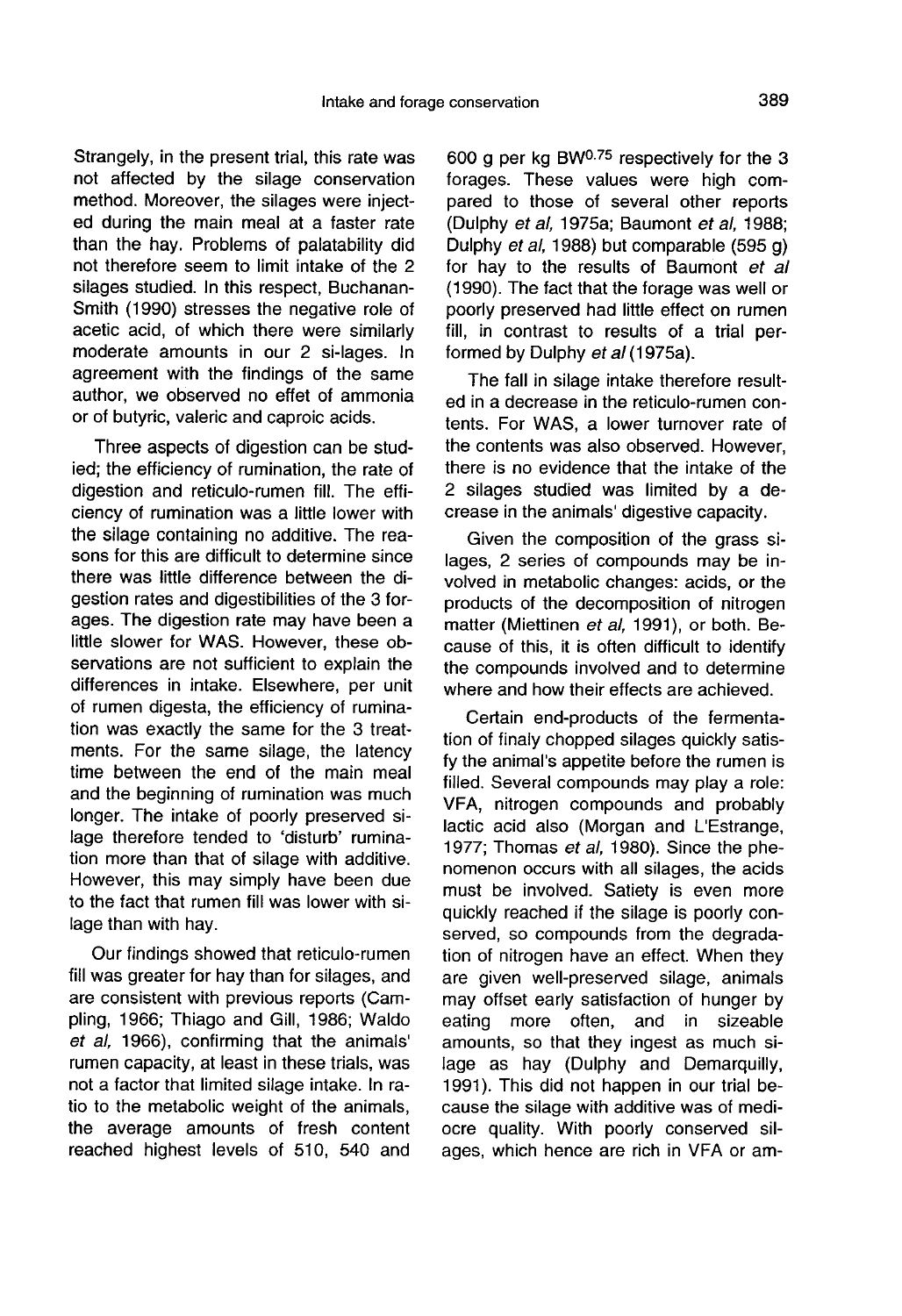Strangely, in the present trial, this rate was not affected by the silage conservation method. Moreover, the silages were injected during the main meal at a faster rate than the hay. Problems of palatability did not therefore seem to limit intake of the 2 silages studied. In this respect, Buchanan-Smith (1990) stresses the negative role of acetic acid, of which there were similarly moderate amounts in our 2 si-lages. In agreement with the findings of the same author, we observed no effet of ammonia or of butyric, valeric and caproic acids.

Three aspects of digestion can be studied; the efficiency of rumination, the rate of digestion and reticulo-rumen fill. The efficiency of rumination was a little lower with the silage containing no additive. The reasons for this are difficult to determine since there was little difference between the digestion rates and digestibilities of the 3 forages. The digestion rate may have been a little slower for WAS. However, these observations are not sufficient to explain the differences in intake. Elsewhere, per unit of rumen digesta, the efficiency of rumination was exactly the same for the 3 treatments. For the same silage, the latency time between the end of the main meal and the beginning of rumination was much longer. The intake of poorly preserved silage therefore tended to 'disturb' rumination more than that of silage with additive. However, this may simply have been due to the fact that rumen fill was lower with silage than with hay.

Our findings showed that reticulo-rumen fill was greater for hay than for silages, and are consistent with previous reports (Campling, 1966; Thiago and Gill, 1986; Waldo *et al*, 1966), confirming that the animals' rumen capacity, at least in these trials, was not a factor that limited silage intake. In ratio to the metabolic weight of the animals, the average amounts of fresh content reached highest levels of 510, 540 and 600 g per kg $BW^{0.75}$ respectively for the 3 forages. These values were high compared to those of several other reports (Dulphy *et al*, 1975a; Baumont *et al*, 1988; Dulphy *et al*, 1988) but comparable (595 g) for hay to the results of Baumont *et al* (1990). The fact that the forage was well or poorly preserved had little effect on rumen fill, in contrast to results of a trial performed by Dulphy *et al* (1975a).

The fall in silage intake therefore resulted in a decrease in the reticulo-rumen contents. For WAS, a lower turnover rate of the contents was also observed. However, there is no evidence that the intake of the 2 silages studied was limited by a decrease in the animals' digestive capacity.

Given the composition of the grass silages, 2 series of compounds may be involved in metabolic changes: acids, or the products of the decomposition of nitrogen matter (Miettinen *et al*, 1991), or both. Because of this, it is often difficult to identify the compounds involved and to determine where and how their effects are achieved.

Certain end-products of the fermentation of finaly chopped silages quickly satisfy the animal's appetite before the rumen is filled. Several compounds may play a role: VFA, nitrogen compounds and probably lactic acid also (Morgan and L'Estrange, 1977; Thomas *et al*, 1980). Since the phenomenon occurs with all silages, the acids must be involved. Satiety is even more quickly reached if the silage is poorly conserved, so compounds from the degradation of nitrogen have an effect. When they are given well-preserved silage, animals may offset early satisfaction of hunger by eating more often, and in sizeable amounts, so that they ingest as much silage as hay (Dulphy and Demarquilly, 1991). This did not happen in our trial because the silage with additive was of mediocre quality. With poorly conserved silages, which hence are rich in VFA or am-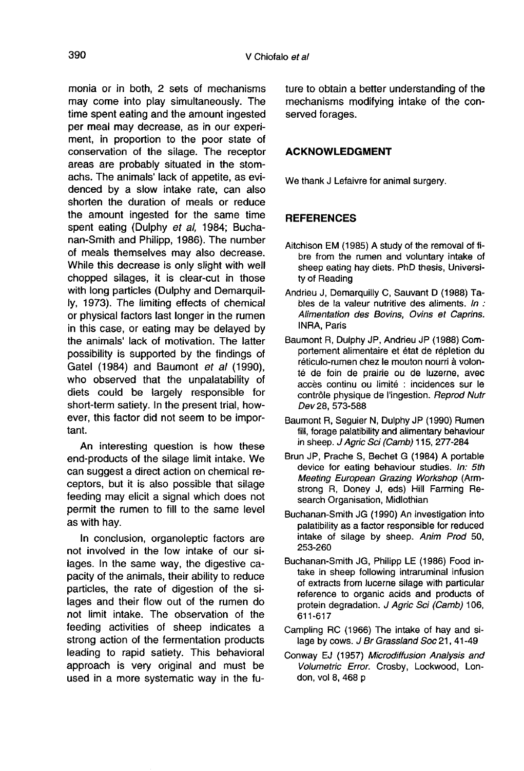monia or in both, 2 sets of mechanisms may come into play simultaneously. The time spent eating and the amount ingested per meal may decrease, as in our experiment, in proportion to the poor state of conservation of the silage. The receptor areas are probably situated in the stomachs. The animals' lack of appetite, as evidenced by a slow intake rate, can also shorten the duration of meals or reduce the amount ingested for the same time spent eating (Dulphy *et al*, 1984; Buchanan-Smith and Philipp, 1986). The number of meals themselves may also decrease. While this decrease is only slight with well chopped silages, it is clear-cut in those with long particles (Dulphy and Demarquilly, 1973). The limiting effects of chemical or physical factors last longer in the rumen in this case, or eating may be delayed by the animals' lack of motivation. The latter possibility is supported by the findings of Gatel (1984) and Baumont *et al* (1990), who observed that the unpalatability of diets could be largely responsible for short-term satiety. In the present trial, however, this factor did not seem to be important.

An interesting question is how these end-products of the silage limit intake. We can suggest a direct action on chemical receptors, but it is also possible that silage feeding may elicit a signal which does not permit the rumen to fill to the same level as with hay.

In conclusion, organoleptic factors are not involved in the low intake of our silages. In the same way, the digestive capacity of the animals, their ability to reduce particles, the rate of digestion of the silages and their flow out of the rumen do not limit intake. The observation of the feeding activities of sheep indicates a strong action of the fermentation products leading to rapid satiety. This behavioral approach is very original and must be used in a more systematic way in the future to obtain a better understanding of the mechanisms modifying intake of the conserved forages.

## ACKNOWLEDGMENT

We thank J Lefaivre for animal surgery.

## REFERENCES

Aitchison EM (1985) A study of the removal of fibre from the rumen and voluntary intake of sheep eating hay diets. PhD thesis, University of Reading

Andrieu J, Demarquilly C, Sauvant D (1988) Tables de la valeur nutritive des aliments. *In : Alimentation des Bovins, Ovins et Caprins.* INRA, Paris

Baumont R, Dulphy JP, Andrieu JP (1988) Comportement alimentaire et état de réplétion du réticulo-rumen chez le mouton nourri à volonté de foin de prairie ou de luzerne, avec accès continu ou limité : incidences sur le contrôle physique de l'ingestion. *Reprod Nutr Dev* 28, 573-588

Baumont R, Seguier N, Dulphy JP (1990) Rumen fill, forage palatability and alimentary behaviour in sheep. *J Agric Sci (Camb)* 115, 277-284

Brun JP, Prache S, Bechet G (1984) A portable device for eating behaviour studies. *In: 5th Meeting European Grazing Workshop* (Armstrong R, Doney J, eds) Hill Farming Research Organisation, Midlothian

Buchanan-Smith JG (1990) An investigation into palatibility as a factor responsible for reduced intake of silage by sheep. *Anim Prod* 50, 253-260

Buchanan-Smith JG, Philipp LE (1986) Food intake in sheep following intraruminal infusion of extracts from lucerne silage with particular reference to organic acids and products of protein degradation. *J Agric Sci (Camb)* 106, 611-617

Campling RC (1966) The intake of hay and silage by cows. *J Br Grassland Soc* 21, 41-49

Conway EJ (1957) *Microdiffusion Analysis and Volumetric Error.* Crosby, Lockwood, London, vol 8, 468 p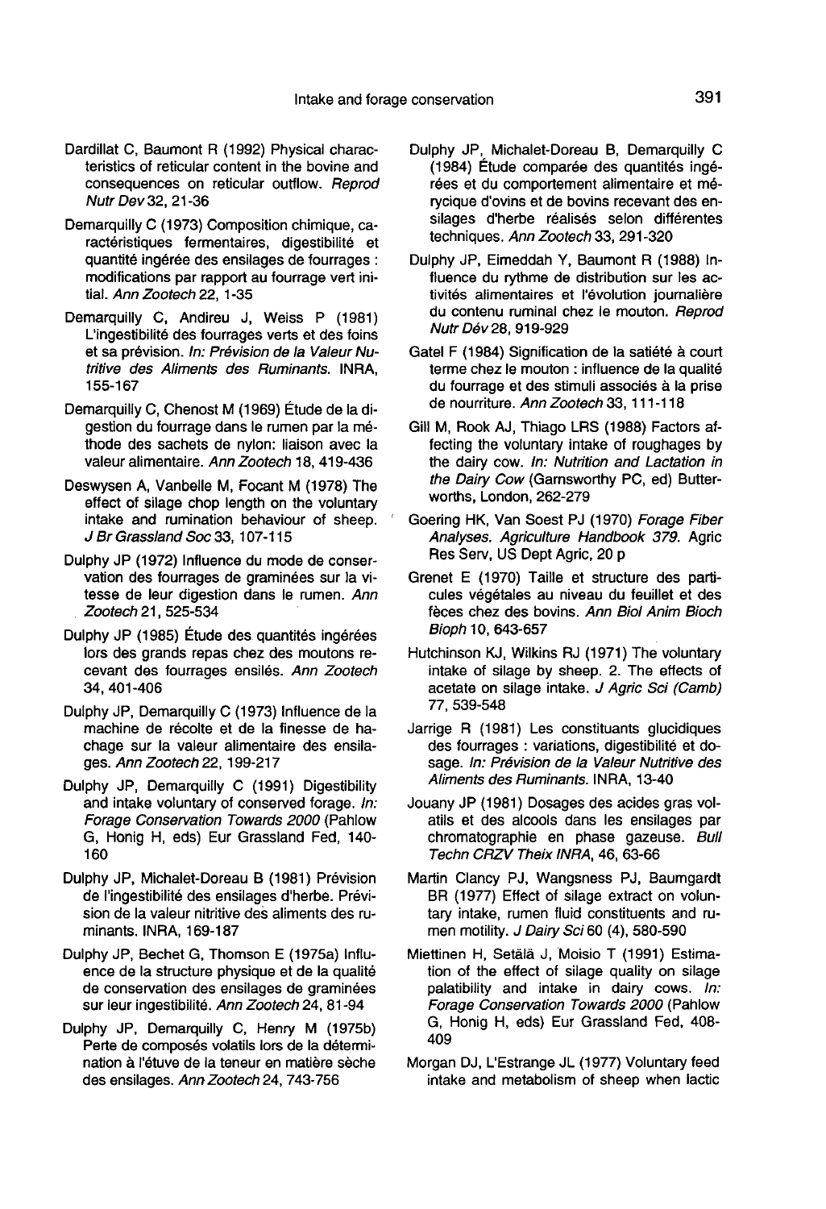Dardillat C, Baumont R (1992) Physical characteristics of reticular content in the bovine and consequences on reticular outflow. *Reprod Nutr Dev* 32, 21-36

Demarquilly C (1973) Composition chimique, caractéristiques fermentaires, digestibilité et quantité ingérée des ensilages de fourrages : modifications par rapport au fourrage vert initial. *Ann Zootech* 22, 1-35

Demarquilly C, Andireu J, Weiss P (1981) L'ingestibilité des fourrages verts et des foins et sa prévision. *In: Prévision de la Valeur Nutritive des Aliments des Ruminants.* INRA, 155-167

Demarquilly C, Chenost M (1969) Étude de la digestion du fourrage dans le rumen par la méthode des sachets de nylon: liaison avec la valeur alimentaire. *Ann Zootech* 18, 419-436

Deswysen A, Vanbelle M, Focant M (1978) The effect of silage chop length on the voluntary intake and rumination behaviour of sheep. *J Br Grassland Soc* 33, 107-115

Dulphy JP (1972) Influence du mode de conservation des fourrages de graminées sur la vitesse de leur digestion dans le rumen. *Ann Zootech* 21, 525-534

Dulphy JP (1985) Étude des quantités ingérées lors des grands repas chez des moutons recevant des fourrages ensilés. *Ann Zootech* 34, 401-406

Dulphy JP, Demarquilly C (1973) Influence de la machine de récolte et de la finesse de hachage sur la valeur alimentaire des ensilages. *Ann Zootech* 22, 199-217

Dulphy JP, Demarquilly C (1991) Digestibility and intake voluntary of conserved forage. *In: Forage Conservation Towards 2000* (Pahlow G, Honig H, eds) Eur Grassland Fed, 140-160

Dulphy JP, Michalet-Doreau B (1981) Prévision de l'ingestibilité des ensilages d'herbe. Prévision de la valeur nitritive des aliments des ruminants. INRA, 169-187

Dulphy JP, Bechet G, Thomson E (1975a) Influence de la structure physique et de la qualité de conservation des ensilages de graminées sur leur ingestibilité. *Ann Zootech* 24, 81-94

Dulphy JP, Demarquilly C, Henry M (1975b) Perte de composés volatils lors de la détermination à l'étuve de la teneur en matière sèche des ensilages. *Ann Zootech* 24, 743-756

Dulphy JP, Michalet-Doreau B, Demarquilly C (1984) Étude comparée des quantités ingérées et du comportement alimentaire et mérycique d'ovins et de bovins recevant des ensilages d'herbe réalisés selon différentes techniques. *Ann Zootech* 33, 291-320

Dulphy JP, Elmeddah Y, Baumont R (1988) Influence du rythme de distribution sur les activités alimentaires et l'évolution journalière du contenu ruminal chez le mouton. *Reprod Nutr Dév* 28, 919-929

Gatel F (1984) Signification de la satiété à court terme chez le mouton : influence de la qualité du fourrage et des stimuli associés à la prise de nourriture. *Ann Zootech* 33, 111-118

Gill M, Rook AJ, Thiago LRS (1988) Factors affecting the voluntary intake of roughages by the dairy cow. *In: Nutrition and Lactation in the Dairy Cow* (Garnsworthy PC, ed) Butterworths, London, 262-279

Goering HK, Van Soest PJ (1970) *Forage Fiber Analyses. Agriculture Handbook 379.* Agric Res Serv, US Dept Agric, 20 p

Grenet E (1970) Taille et structure des particules végétales au niveau du feuillet et des fèces chez des bovins. *Ann Biol Anim Bioch Bioph* 10, 643-657

Hutchinson KJ, Wilkins RJ (1971) The voluntary intake of silage by sheep. 2. The effects of acetate on silage intake. *J Agric Sci (Camb)* 77, 539-548

Jarrige R (1981) Les constituants glucidiques des fourrages : variations, digestibilité et dosage. *In: Prévision de la Valeur Nutritive des Aliments des Ruminants.* INRA, 13-40

Jouany JP (1981) Dosages des acides gras volatils et des alcools dans les ensilages par chromatographie en phase gazeuse. *Bull Techn CRZV Theix INRA*, 46, 63-66

Martin Clancy PJ, Wangsness PJ, Baumgardt BR (1977) Effect of silage extract on voluntary intake, rumen fluid constituents and rumen motility. *J Dairy Sci* 60 (4), 580-590

Miettinen H, Setälä J, Moisio T (1991) Estimation of the effect of silage quality on silage palatibility and intake in dairy cows. *In: Forage Conservation Towards 2000* (Pahlow G, Honig H, eds) Eur Grassland Fed, 408-409

Morgan DJ, L'Estrange JL (1977) Voluntary feed intake and metabolism of sheep when lactic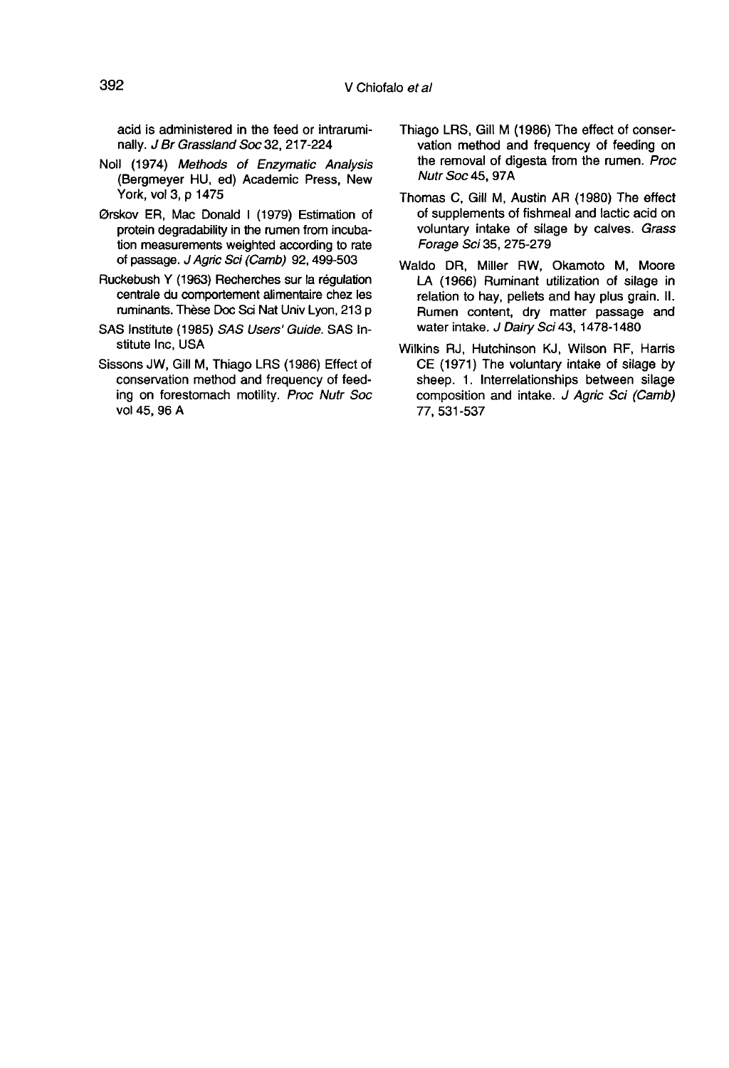acid is administered in the feed or intraruminally. *J Br Grassland Soc* 32, 217-224

Noll (1974) *Methods of Enzymatic Analysis* (Bergmeyer HU, ed) Academic Press, New York, vol 3, p 1475

Ørskov ER, Mac Donald I (1979) Estimation of protein degradability in the rumen from incubation measurements weighted according to rate of passage. *J Agric Sci (Camb)* 92, 499-503

Ruckebush Y (1963) Recherches sur la régulation centrale du comportement alimentaire chez les ruminants. Thèse Doc Sci Nat Univ Lyon, 213 p

SAS Institute (1985) *SAS Users' Guide*. SAS Institute Inc, USA

Sissons JW, Gill M, Thiago LRS (1986) Effect of conservation method and frequency of feeding on forestomach motility. *Proc Nutr Soc* vol 45, 96 A

Thiago LRS, Gill M (1986) The effect of conservation method and frequency of feeding on the removal of digesta from the rumen. *Proc Nutr Soc* 45, 97A

Thomas C, Gill M, Austin AR (1980) The effect of supplements of fishmeal and lactic acid on voluntary intake of silage by calves. *Grass Forage Sci* 35, 275-279

Waldo DR, Miller RW, Okamoto M, Moore LA (1966) Ruminant utilization of silage in relation to hay, pellets and hay plus grain. II. Rumen content, dry matter passage and water intake. *J Dairy Sci* 43, 1478-1480

Wilkins RJ, Hutchinson KJ, Wilson RF, Harris CE (1971) The voluntary intake of silage by sheep. 1. Interrelationships between silage composition and intake. *J Agric Sci (Camb)* 77, 531-537